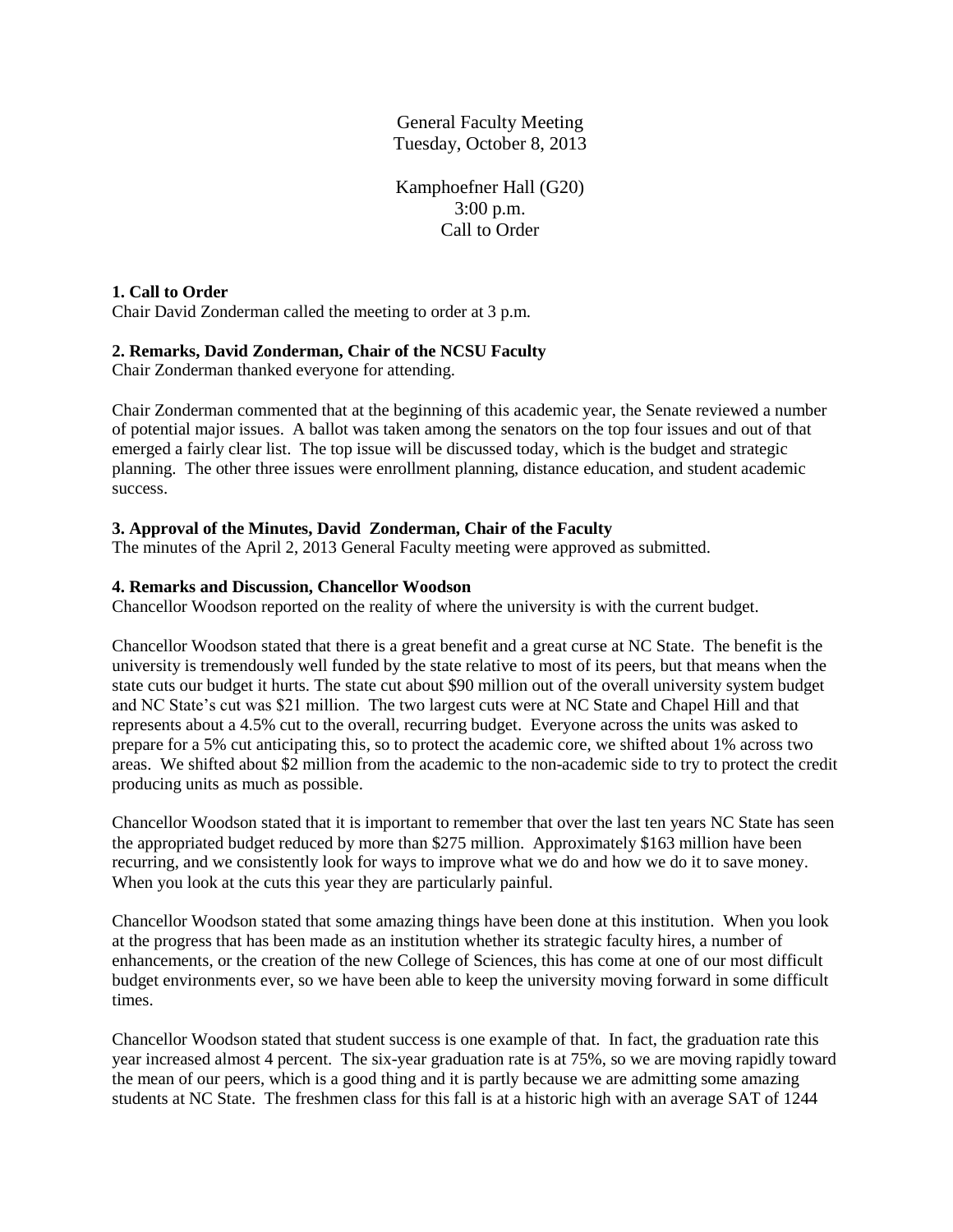General Faculty Meeting
Tuesday, October 8, 2013

Kamphoefner Hall (G20)
3:00 p.m.
Call to Order

**1. Call to Order**
Chair David Zonderman called the meeting to order at 3 p.m.

**2. Remarks, David Zonderman, Chair of the NCSU Faculty**
Chair Zonderman thanked everyone for attending.

Chair Zonderman commented that at the beginning of this academic year, the Senate reviewed a number of potential major issues. A ballot was taken among the senators on the top four issues and out of that emerged a fairly clear list. The top issue will be discussed today, which is the budget and strategic planning. The other three issues were enrollment planning, distance education, and student academic success.

**3. Approval of the Minutes, David Zonderman, Chair of the Faculty**
The minutes of the April 2, 2013 General Faculty meeting were approved as submitted.

**4. Remarks and Discussion, Chancellor Woodson**
Chancellor Woodson reported on the reality of where the university is with the current budget.

Chancellor Woodson stated that there is a great benefit and a great curse at NC State. The benefit is the university is tremendously well funded by the state relative to most of its peers, but that means when the state cuts our budget it hurts. The state cut about $90 million out of the overall university system budget and NC State's cut was $21 million. The two largest cuts were at NC State and Chapel Hill and that represents about a 4.5% cut to the overall, recurring budget. Everyone across the units was asked to prepare for a 5% cut anticipating this, so to protect the academic core, we shifted about 1% across two areas. We shifted about $2 million from the academic to the non-academic side to try to protect the credit producing units as much as possible.

Chancellor Woodson stated that it is important to remember that over the last ten years NC State has seen the appropriated budget reduced by more than $275 million. Approximately $163 million have been recurring, and we consistently look for ways to improve what we do and how we do it to save money. When you look at the cuts this year they are particularly painful.

Chancellor Woodson stated that some amazing things have been done at this institution. When you look at the progress that has been made as an institution whether its strategic faculty hires, a number of enhancements, or the creation of the new College of Sciences, this has come at one of our most difficult budget environments ever, so we have been able to keep the university moving forward in some difficult times.

Chancellor Woodson stated that student success is one example of that. In fact, the graduation rate this year increased almost 4 percent. The six-year graduation rate is at 75%, so we are moving rapidly toward the mean of our peers, which is a good thing and it is partly because we are admitting some amazing students at NC State. The freshmen class for this fall is at a historic high with an average SAT of 1244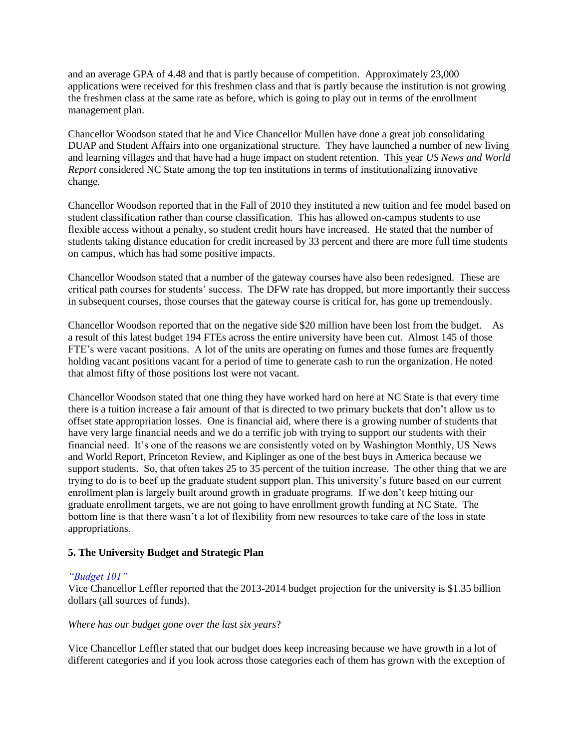and an average GPA of 4.48 and that is partly because of competition. Approximately 23,000 applications were received for this freshmen class and that is partly because the institution is not growing the freshmen class at the same rate as before, which is going to play out in terms of the enrollment management plan.

Chancellor Woodson stated that he and Vice Chancellor Mullen have done a great job consolidating DUAP and Student Affairs into one organizational structure. They have launched a number of new living and learning villages and that have had a huge impact on student retention. This year *US News and World Report* considered NC State among the top ten institutions in terms of institutionalizing innovative change.

Chancellor Woodson reported that in the Fall of 2010 they instituted a new tuition and fee model based on student classification rather than course classification. This has allowed on-campus students to use flexible access without a penalty, so student credit hours have increased. He stated that the number of students taking distance education for credit increased by 33 percent and there are more full time students on campus, which has had some positive impacts.

Chancellor Woodson stated that a number of the gateway courses have also been redesigned. These are critical path courses for students' success. The DFW rate has dropped, but more importantly their success in subsequent courses, those courses that the gateway course is critical for, has gone up tremendously.

Chancellor Woodson reported that on the negative side $20 million have been lost from the budget. As a result of this latest budget 194 FTEs across the entire university have been cut. Almost 145 of those FTE's were vacant positions. A lot of the units are operating on fumes and those fumes are frequently holding vacant positions vacant for a period of time to generate cash to run the organization. He noted that almost fifty of those positions lost were not vacant.

Chancellor Woodson stated that one thing they have worked hard on here at NC State is that every time there is a tuition increase a fair amount of that is directed to two primary buckets that don't allow us to offset state appropriation losses. One is financial aid, where there is a growing number of students that have very large financial needs and we do a terrific job with trying to support our students with their financial need. It's one of the reasons we are consistently voted on by Washington Monthly, US News and World Report, Princeton Review, and Kiplinger as one of the best buys in America because we support students. So, that often takes 25 to 35 percent of the tuition increase. The other thing that we are trying to do is to beef up the graduate student support plan. This university's future based on our current enrollment plan is largely built around growth in graduate programs. If we don't keep hitting our graduate enrollment targets, we are not going to have enrollment growth funding at NC State. The bottom line is that there wasn't a lot of flexibility from new resources to take care of the loss in state appropriations.

### 5. The University Budget and Strategic Plan

*"Budget 101"*

Vice Chancellor Leffler reported that the 2013-2014 budget projection for the university is $1.35 billion dollars (all sources of funds).

*Where has our budget gone over the last six years*?

Vice Chancellor Leffler stated that our budget does keep increasing because we have growth in a lot of different categories and if you look across those categories each of them has grown with the exception of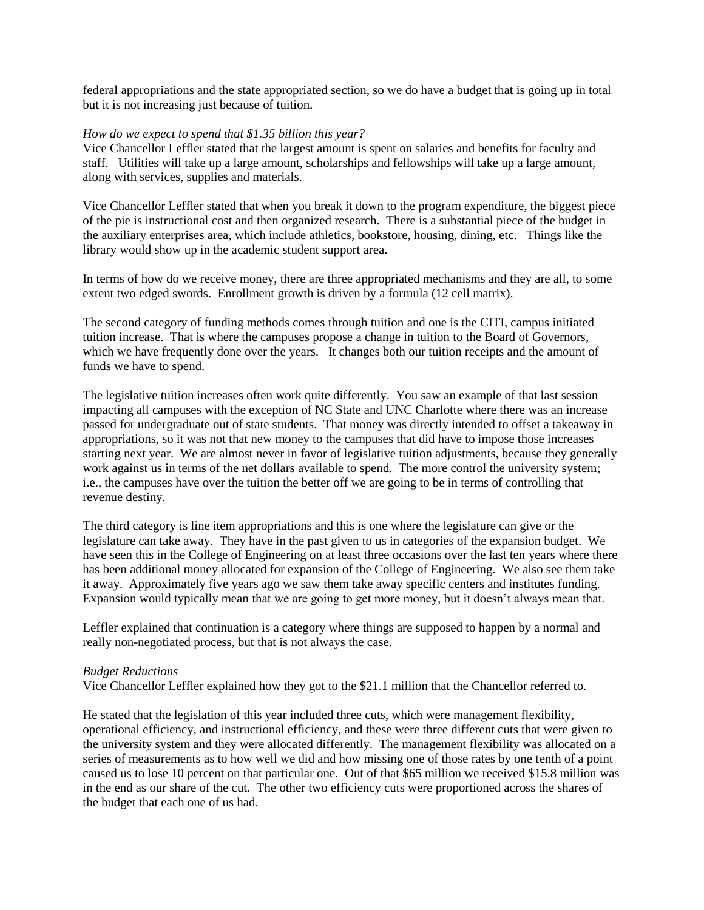federal appropriations and the state appropriated section, so we do have a budget that is going up in total but it is not increasing just because of tuition.

*How do we expect to spend that $1.35 billion this year?*
Vice Chancellor Leffler stated that the largest amount is spent on salaries and benefits for faculty and staff. Utilities will take up a large amount, scholarships and fellowships will take up a large amount, along with services, supplies and materials.

Vice Chancellor Leffler stated that when you break it down to the program expenditure, the biggest piece of the pie is instructional cost and then organized research. There is a substantial piece of the budget in the auxiliary enterprises area, which include athletics, bookstore, housing, dining, etc. Things like the library would show up in the academic student support area.

In terms of how do we receive money, there are three appropriated mechanisms and they are all, to some extent two edged swords. Enrollment growth is driven by a formula (12 cell matrix).

The second category of funding methods comes through tuition and one is the CITI, campus initiated tuition increase. That is where the campuses propose a change in tuition to the Board of Governors, which we have frequently done over the years. It changes both our tuition receipts and the amount of funds we have to spend.

The legislative tuition increases often work quite differently. You saw an example of that last session impacting all campuses with the exception of NC State and UNC Charlotte where there was an increase passed for undergraduate out of state students. That money was directly intended to offset a takeaway in appropriations, so it was not that new money to the campuses that did have to impose those increases starting next year. We are almost never in favor of legislative tuition adjustments, because they generally work against us in terms of the net dollars available to spend. The more control the university system; i.e., the campuses have over the tuition the better off we are going to be in terms of controlling that revenue destiny.

The third category is line item appropriations and this is one where the legislature can give or the legislature can take away. They have in the past given to us in categories of the expansion budget. We have seen this in the College of Engineering on at least three occasions over the last ten years where there has been additional money allocated for expansion of the College of Engineering. We also see them take it away. Approximately five years ago we saw them take away specific centers and institutes funding. Expansion would typically mean that we are going to get more money, but it doesn't always mean that.

Leffler explained that continuation is a category where things are supposed to happen by a normal and really non-negotiated process, but that is not always the case.

*Budget Reductions*
Vice Chancellor Leffler explained how they got to the $21.1 million that the Chancellor referred to.

He stated that the legislation of this year included three cuts, which were management flexibility, operational efficiency, and instructional efficiency, and these were three different cuts that were given to the university system and they were allocated differently. The management flexibility was allocated on a series of measurements as to how well we did and how missing one of those rates by one tenth of a point caused us to lose 10 percent on that particular one. Out of that $65 million we received $15.8 million was in the end as our share of the cut. The other two efficiency cuts were proportioned across the shares of the budget that each one of us had.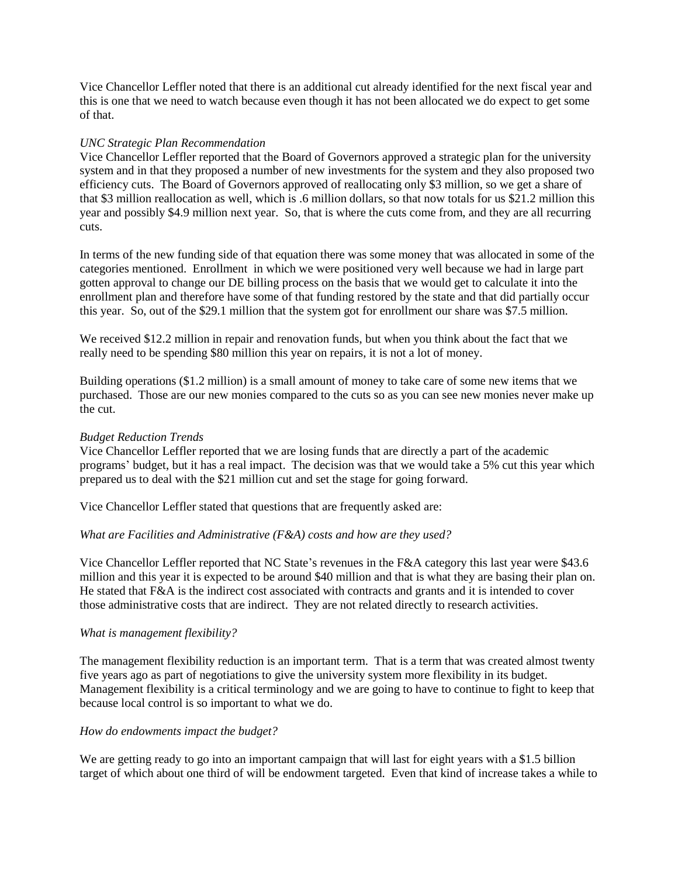Vice Chancellor Leffler noted that there is an additional cut already identified for the next fiscal year and this is one that we need to watch because even though it has not been allocated we do expect to get some of that.

*UNC Strategic Plan Recommendation*

Vice Chancellor Leffler reported that the Board of Governors approved a strategic plan for the university system and in that they proposed a number of new investments for the system and they also proposed two efficiency cuts. The Board of Governors approved of reallocating only $3 million, so we get a share of that $3 million reallocation as well, which is .6 million dollars, so that now totals for us $21.2 million this year and possibly $4.9 million next year. So, that is where the cuts come from, and they are all recurring cuts.

In terms of the new funding side of that equation there was some money that was allocated in some of the categories mentioned. Enrollment in which we were positioned very well because we had in large part gotten approval to change our DE billing process on the basis that we would get to calculate it into the enrollment plan and therefore have some of that funding restored by the state and that did partially occur this year. So, out of the $29.1 million that the system got for enrollment our share was $7.5 million.

We received $12.2 million in repair and renovation funds, but when you think about the fact that we really need to be spending $80 million this year on repairs, it is not a lot of money.

Building operations ($1.2 million) is a small amount of money to take care of some new items that we purchased. Those are our new monies compared to the cuts so as you can see new monies never make up the cut.

*Budget Reduction Trends*

Vice Chancellor Leffler reported that we are losing funds that are directly a part of the academic programs' budget, but it has a real impact. The decision was that we would take a 5% cut this year which prepared us to deal with the $21 million cut and set the stage for going forward.

Vice Chancellor Leffler stated that questions that are frequently asked are:

*What are Facilities and Administrative (F&A) costs and how are they used?*

Vice Chancellor Leffler reported that NC State's revenues in the F&A category this last year were $43.6 million and this year it is expected to be around $40 million and that is what they are basing their plan on. He stated that F&A is the indirect cost associated with contracts and grants and it is intended to cover those administrative costs that are indirect. They are not related directly to research activities.

*What is management flexibility?*

The management flexibility reduction is an important term. That is a term that was created almost twenty five years ago as part of negotiations to give the university system more flexibility in its budget. Management flexibility is a critical terminology and we are going to have to continue to fight to keep that because local control is so important to what we do.

*How do endowments impact the budget?*

We are getting ready to go into an important campaign that will last for eight years with a $1.5 billion target of which about one third of will be endowment targeted. Even that kind of increase takes a while to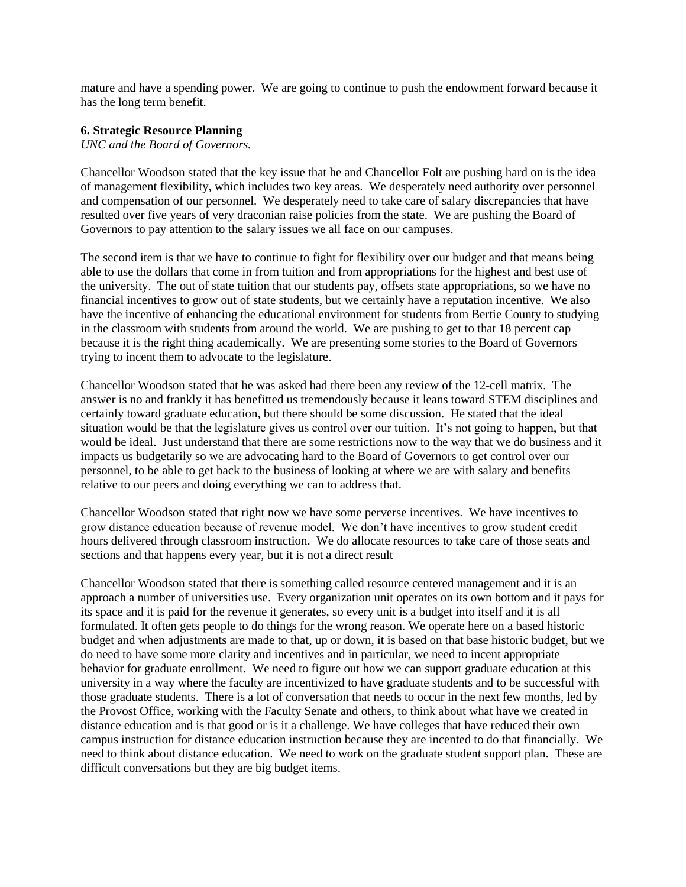mature and have a spending power. We are going to continue to push the endowment forward because it has the long term benefit.

**6. Strategic Resource Planning**

*UNC and the Board of Governors.*

Chancellor Woodson stated that the key issue that he and Chancellor Folt are pushing hard on is the idea of management flexibility, which includes two key areas. We desperately need authority over personnel and compensation of our personnel. We desperately need to take care of salary discrepancies that have resulted over five years of very draconian raise policies from the state. We are pushing the Board of Governors to pay attention to the salary issues we all face on our campuses.

The second item is that we have to continue to fight for flexibility over our budget and that means being able to use the dollars that come in from tuition and from appropriations for the highest and best use of the university. The out of state tuition that our students pay, offsets state appropriations, so we have no financial incentives to grow out of state students, but we certainly have a reputation incentive. We also have the incentive of enhancing the educational environment for students from Bertie County to studying in the classroom with students from around the world. We are pushing to get to that 18 percent cap because it is the right thing academically. We are presenting some stories to the Board of Governors trying to incent them to advocate to the legislature.

Chancellor Woodson stated that he was asked had there been any review of the 12-cell matrix. The answer is no and frankly it has benefitted us tremendously because it leans toward STEM disciplines and certainly toward graduate education, but there should be some discussion. He stated that the ideal situation would be that the legislature gives us control over our tuition. It's not going to happen, but that would be ideal. Just understand that there are some restrictions now to the way that we do business and it impacts us budgetarily so we are advocating hard to the Board of Governors to get control over our personnel, to be able to get back to the business of looking at where we are with salary and benefits relative to our peers and doing everything we can to address that.

Chancellor Woodson stated that right now we have some perverse incentives. We have incentives to grow distance education because of revenue model. We don't have incentives to grow student credit hours delivered through classroom instruction. We do allocate resources to take care of those seats and sections and that happens every year, but it is not a direct result

Chancellor Woodson stated that there is something called resource centered management and it is an approach a number of universities use. Every organization unit operates on its own bottom and it pays for its space and it is paid for the revenue it generates, so every unit is a budget into itself and it is all formulated. It often gets people to do things for the wrong reason. We operate here on a based historic budget and when adjustments are made to that, up or down, it is based on that base historic budget, but we do need to have some more clarity and incentives and in particular, we need to incent appropriate behavior for graduate enrollment. We need to figure out how we can support graduate education at this university in a way where the faculty are incentivized to have graduate students and to be successful with those graduate students. There is a lot of conversation that needs to occur in the next few months, led by the Provost Office, working with the Faculty Senate and others, to think about what have we created in distance education and is that good or is it a challenge. We have colleges that have reduced their own campus instruction for distance education instruction because they are incented to do that financially. We need to think about distance education. We need to work on the graduate student support plan. These are difficult conversations but they are big budget items.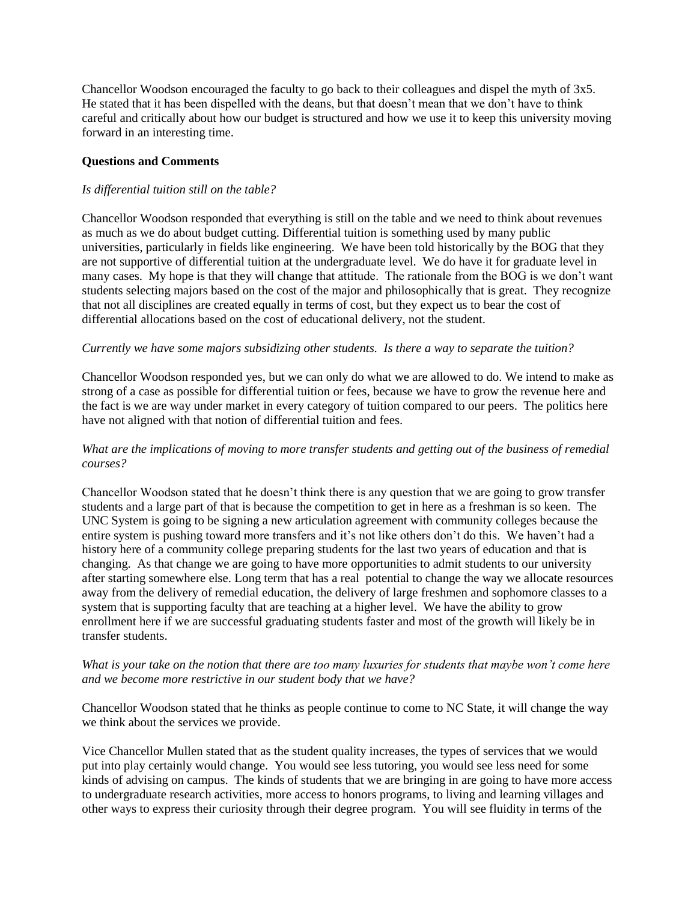Chancellor Woodson encouraged the faculty to go back to their colleagues and dispel the myth of 3x5. He stated that it has been dispelled with the deans, but that doesn't mean that we don't have to think careful and critically about how our budget is structured and how we use it to keep this university moving forward in an interesting time.

**Questions and Comments**

*Is differential tuition still on the table?*

Chancellor Woodson responded that everything is still on the table and we need to think about revenues as much as we do about budget cutting. Differential tuition is something used by many public universities, particularly in fields like engineering. We have been told historically by the BOG that they are not supportive of differential tuition at the undergraduate level. We do have it for graduate level in many cases. My hope is that they will change that attitude. The rationale from the BOG is we don't want students selecting majors based on the cost of the major and philosophically that is great. They recognize that not all disciplines are created equally in terms of cost, but they expect us to bear the cost of differential allocations based on the cost of educational delivery, not the student.

*Currently we have some majors subsidizing other students. Is there a way to separate the tuition?*

Chancellor Woodson responded yes, but we can only do what we are allowed to do. We intend to make as strong of a case as possible for differential tuition or fees, because we have to grow the revenue here and the fact is we are way under market in every category of tuition compared to our peers. The politics here have not aligned with that notion of differential tuition and fees.

*What are the implications of moving to more transfer students and getting out of the business of remedial courses?*

Chancellor Woodson stated that he doesn't think there is any question that we are going to grow transfer students and a large part of that is because the competition to get in here as a freshman is so keen. The UNC System is going to be signing a new articulation agreement with community colleges because the entire system is pushing toward more transfers and it's not like others don't do this. We haven't had a history here of a community college preparing students for the last two years of education and that is changing. As that change we are going to have more opportunities to admit students to our university after starting somewhere else. Long term that has a real potential to change the way we allocate resources away from the delivery of remedial education, the delivery of large freshmen and sophomore classes to a system that is supporting faculty that are teaching at a higher level. We have the ability to grow enrollment here if we are successful graduating students faster and most of the growth will likely be in transfer students.

*What is your take on the notion that there are too many luxuries for students that maybe won't come here and we become more restrictive in our student body that we have?*

Chancellor Woodson stated that he thinks as people continue to come to NC State, it will change the way we think about the services we provide.

Vice Chancellor Mullen stated that as the student quality increases, the types of services that we would put into play certainly would change. You would see less tutoring, you would see less need for some kinds of advising on campus. The kinds of students that we are bringing in are going to have more access to undergraduate research activities, more access to honors programs, to living and learning villages and other ways to express their curiosity through their degree program. You will see fluidity in terms of the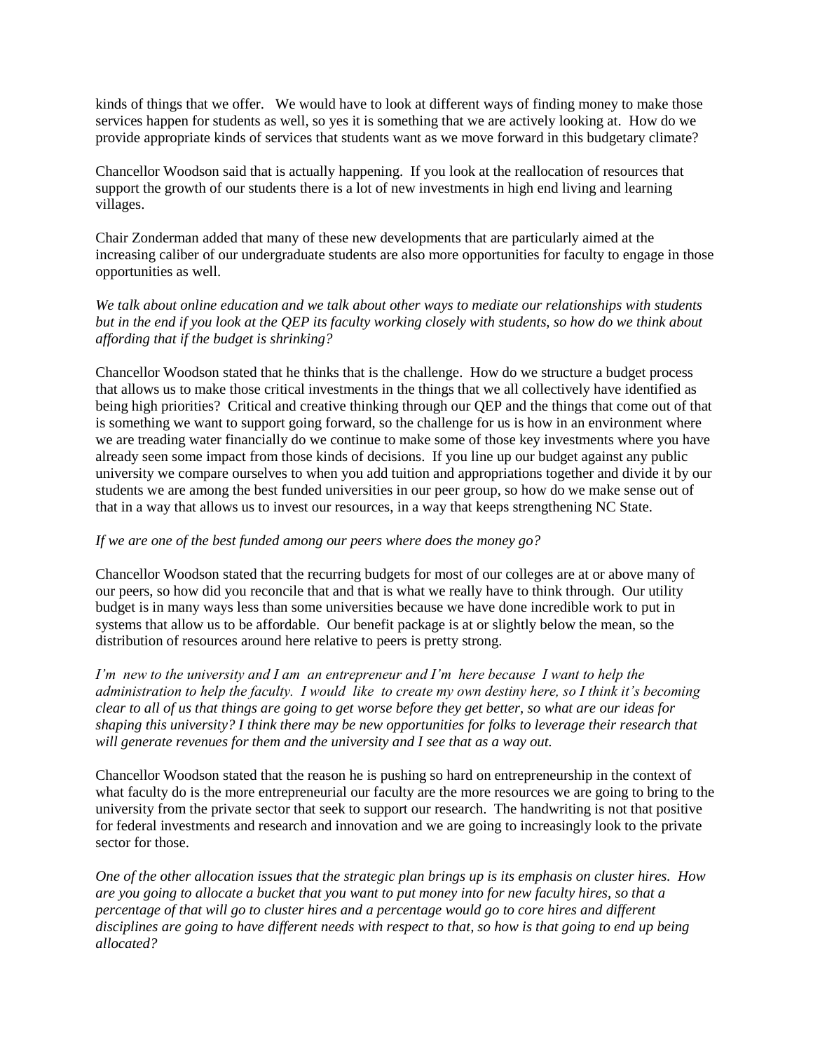kinds of things that we offer. We would have to look at different ways of finding money to make those services happen for students as well, so yes it is something that we are actively looking at. How do we provide appropriate kinds of services that students want as we move forward in this budgetary climate?

Chancellor Woodson said that is actually happening. If you look at the reallocation of resources that support the growth of our students there is a lot of new investments in high end living and learning villages.

Chair Zonderman added that many of these new developments that are particularly aimed at the increasing caliber of our undergraduate students are also more opportunities for faculty to engage in those opportunities as well.

*We talk about online education and we talk about other ways to mediate our relationships with students but in the end if you look at the QEP its faculty working closely with students, so how do we think about affording that if the budget is shrinking?*

Chancellor Woodson stated that he thinks that is the challenge. How do we structure a budget process that allows us to make those critical investments in the things that we all collectively have identified as being high priorities? Critical and creative thinking through our QEP and the things that come out of that is something we want to support going forward, so the challenge for us is how in an environment where we are treading water financially do we continue to make some of those key investments where you have already seen some impact from those kinds of decisions. If you line up our budget against any public university we compare ourselves to when you add tuition and appropriations together and divide it by our students we are among the best funded universities in our peer group, so how do we make sense out of that in a way that allows us to invest our resources, in a way that keeps strengthening NC State.

*If we are one of the best funded among our peers where does the money go?*

Chancellor Woodson stated that the recurring budgets for most of our colleges are at or above many of our peers, so how did you reconcile that and that is what we really have to think through. Our utility budget is in many ways less than some universities because we have done incredible work to put in systems that allow us to be affordable. Our benefit package is at or slightly below the mean, so the distribution of resources around here relative to peers is pretty strong.

*I'm new to the university and I am an entrepreneur and I'm here because I want to help the administration to help the faculty. I would like to create my own destiny here, so I think it's becoming clear to all of us that things are going to get worse before they get better, so what are our ideas for shaping this university? I think there may be new opportunities for folks to leverage their research that will generate revenues for them and the university and I see that as a way out.*

Chancellor Woodson stated that the reason he is pushing so hard on entrepreneurship in the context of what faculty do is the more entrepreneurial our faculty are the more resources we are going to bring to the university from the private sector that seek to support our research. The handwriting is not that positive for federal investments and research and innovation and we are going to increasingly look to the private sector for those.

*One of the other allocation issues that the strategic plan brings up is its emphasis on cluster hires. How are you going to allocate a bucket that you want to put money into for new faculty hires, so that a percentage of that will go to cluster hires and a percentage would go to core hires and different disciplines are going to have different needs with respect to that, so how is that going to end up being allocated?*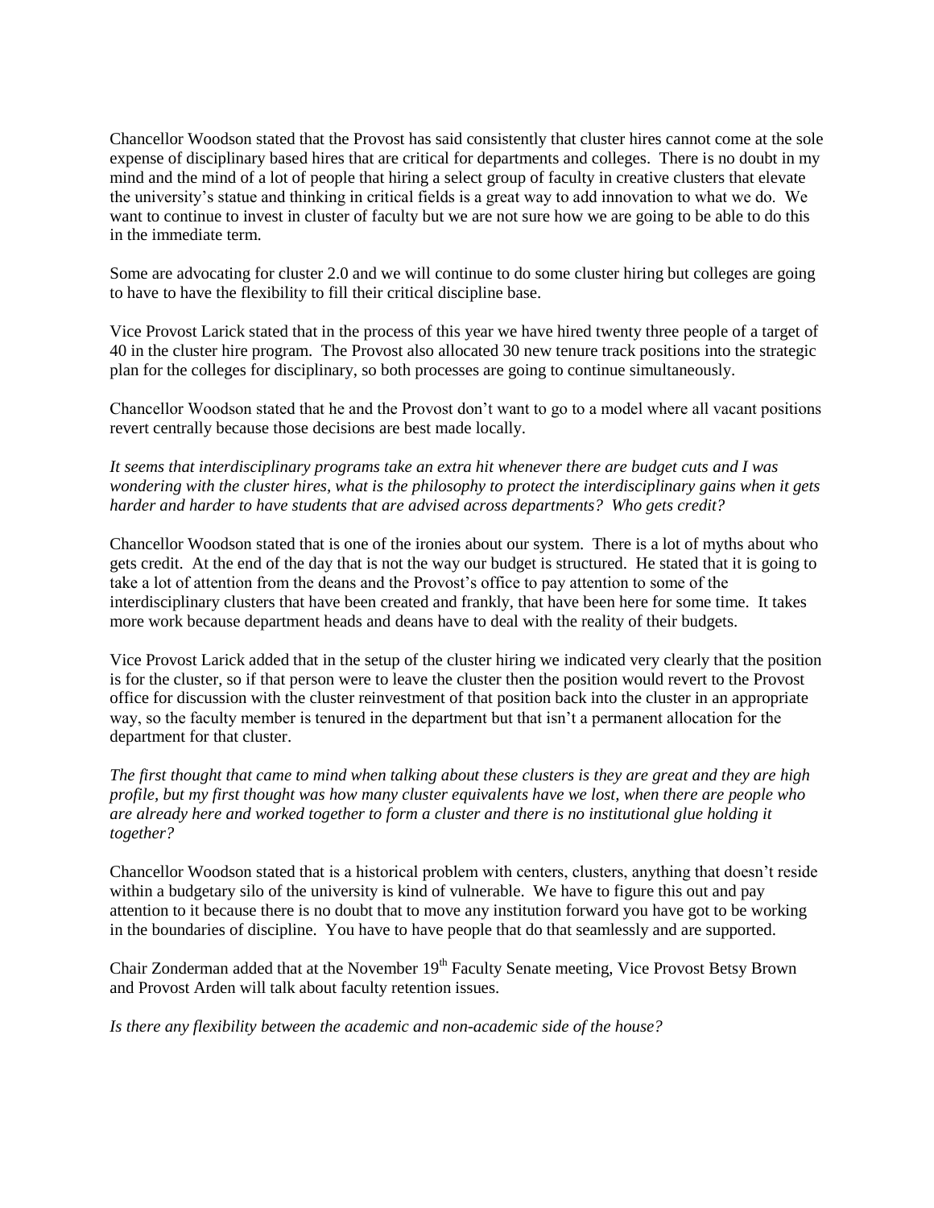Chancellor Woodson stated that the Provost has said consistently that cluster hires cannot come at the sole expense of disciplinary based hires that are critical for departments and colleges. There is no doubt in my mind and the mind of a lot of people that hiring a select group of faculty in creative clusters that elevate the university's statue and thinking in critical fields is a great way to add innovation to what we do. We want to continue to invest in cluster of faculty but we are not sure how we are going to be able to do this in the immediate term.

Some are advocating for cluster 2.0 and we will continue to do some cluster hiring but colleges are going to have to have the flexibility to fill their critical discipline base.

Vice Provost Larick stated that in the process of this year we have hired twenty three people of a target of 40 in the cluster hire program. The Provost also allocated 30 new tenure track positions into the strategic plan for the colleges for disciplinary, so both processes are going to continue simultaneously.

Chancellor Woodson stated that he and the Provost don't want to go to a model where all vacant positions revert centrally because those decisions are best made locally.

*It seems that interdisciplinary programs take an extra hit whenever there are budget cuts and I was wondering with the cluster hires, what is the philosophy to protect the interdisciplinary gains when it gets harder and harder to have students that are advised across departments? Who gets credit?*

Chancellor Woodson stated that is one of the ironies about our system. There is a lot of myths about who gets credit. At the end of the day that is not the way our budget is structured. He stated that it is going to take a lot of attention from the deans and the Provost's office to pay attention to some of the interdisciplinary clusters that have been created and frankly, that have been here for some time. It takes more work because department heads and deans have to deal with the reality of their budgets.

Vice Provost Larick added that in the setup of the cluster hiring we indicated very clearly that the position is for the cluster, so if that person were to leave the cluster then the position would revert to the Provost office for discussion with the cluster reinvestment of that position back into the cluster in an appropriate way, so the faculty member is tenured in the department but that isn't a permanent allocation for the department for that cluster.

*The first thought that came to mind when talking about these clusters is they are great and they are high profile, but my first thought was how many cluster equivalents have we lost, when there are people who are already here and worked together to form a cluster and there is no institutional glue holding it together?*

Chancellor Woodson stated that is a historical problem with centers, clusters, anything that doesn't reside within a budgetary silo of the university is kind of vulnerable. We have to figure this out and pay attention to it because there is no doubt that to move any institution forward you have got to be working in the boundaries of discipline. You have to have people that do that seamlessly and are supported.

Chair Zonderman added that at the November 19th Faculty Senate meeting, Vice Provost Betsy Brown and Provost Arden will talk about faculty retention issues.

*Is there any flexibility between the academic and non-academic side of the house?*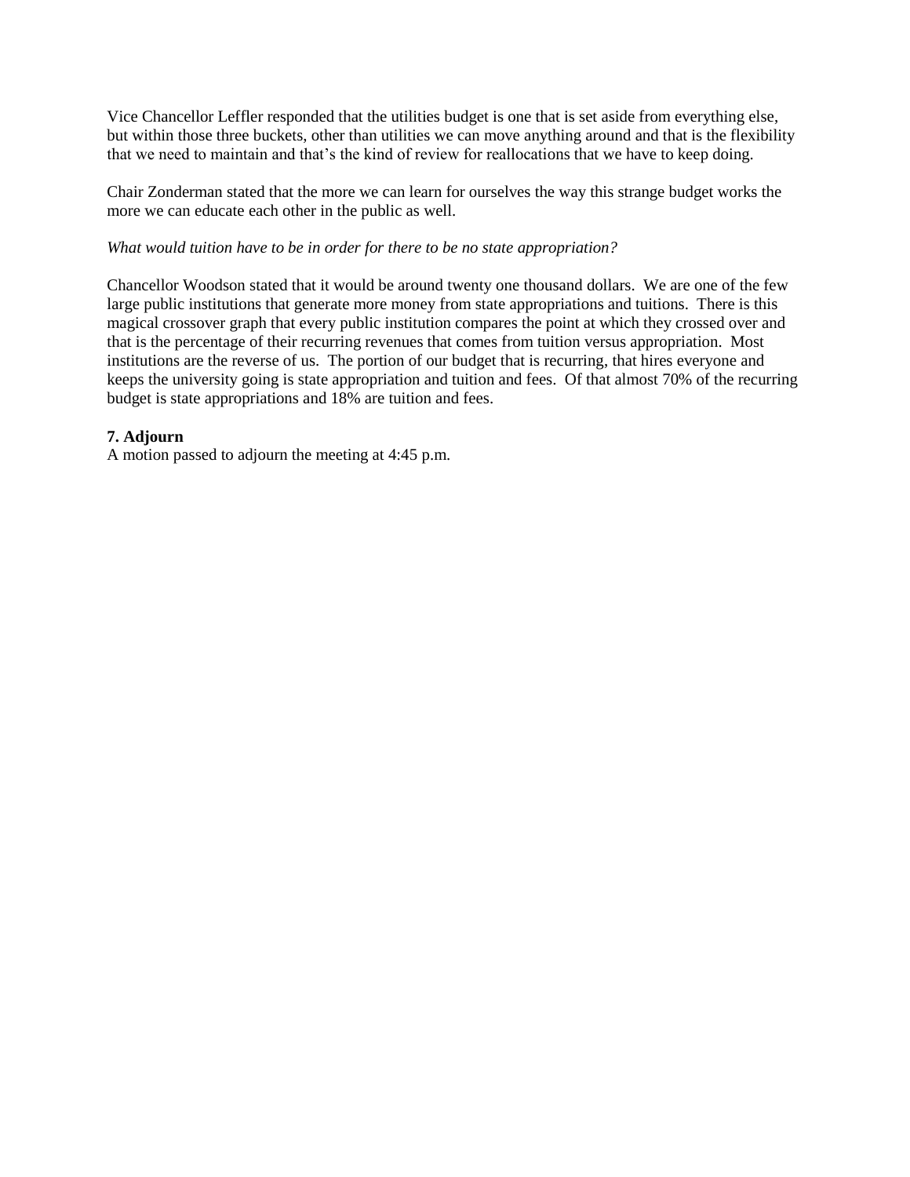Vice Chancellor Leffler responded that the utilities budget is one that is set aside from everything else, but within those three buckets, other than utilities we can move anything around and that is the flexibility that we need to maintain and that's the kind of review for reallocations that we have to keep doing.

Chair Zonderman stated that the more we can learn for ourselves the way this strange budget works the more we can educate each other in the public as well.

*What would tuition have to be in order for there to be no state appropriation?*

Chancellor Woodson stated that it would be around twenty one thousand dollars. We are one of the few large public institutions that generate more money from state appropriations and tuitions. There is this magical crossover graph that every public institution compares the point at which they crossed over and that is the percentage of their recurring revenues that comes from tuition versus appropriation. Most institutions are the reverse of us. The portion of our budget that is recurring, that hires everyone and keeps the university going is state appropriation and tuition and fees. Of that almost 70% of the recurring budget is state appropriations and 18% are tuition and fees.

**7. Adjourn**

A motion passed to adjourn the meeting at 4:45 p.m.